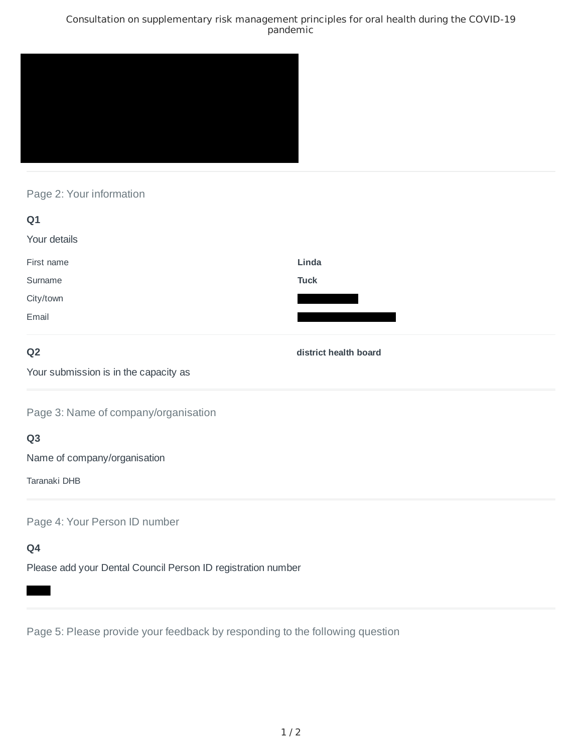Consultation on supplementary risk management principles for oral health during the COVID-19 pandemic

## Page 2: Your information

**Q1**

Your details

| | |
|---|---|
| First name | **Linda** |
| Surname | **Tuck** |
| City/town | |
| Email | |

**Q2**

Your submission is in the capacity as

**district health board**

## Page 3: Name of company/organisation

**Q3**

Name of company/organisation

Taranaki DHB

## Page 4: Your Person ID number

**Q4**

Please add your Dental Council Person ID registration number

## Page 5: Please provide your feedback by responding to the following question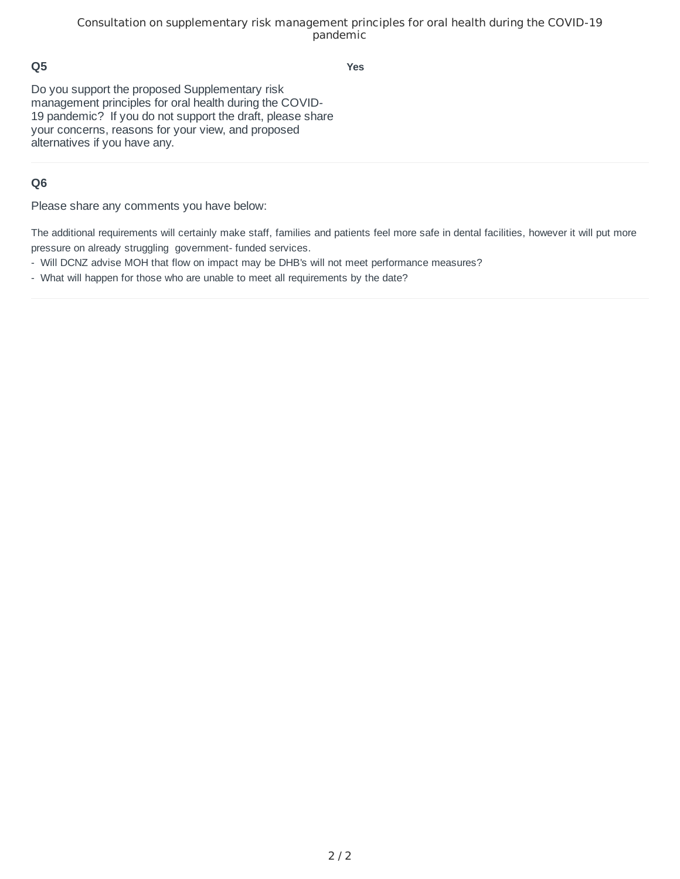## Q5

Do you support the proposed Supplementary risk management principles for oral health during the COVID-19 pandemic? If you do not support the draft, please share your concerns, reasons for your view, and proposed alternatives if you have any.

**Yes**

## Q6

Please share any comments you have below:

The additional requirements will certainly make staff, families and patients feel more safe in dental facilities, however it will put more pressure on already struggling government- funded services.

- Will DCNZ advise MOH that flow on impact may be DHB's will not meet performance measures?
- What will happen for those who are unable to meet all requirements by the date?